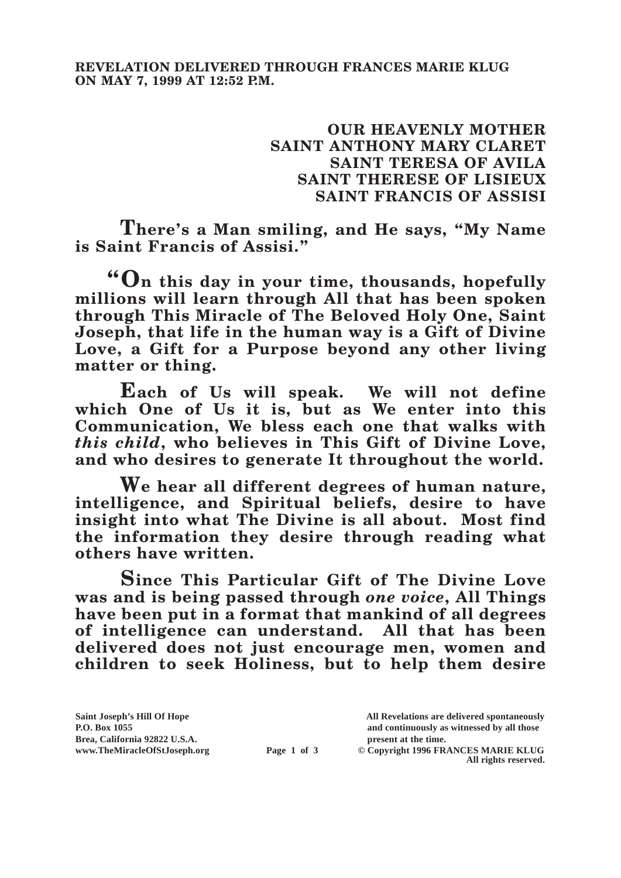**REVELATION DELIVERED THROUGH FRANCES MARIE KLUG ON MAY 7, 1999 AT 12:52 P.M.**

**OUR HEAVENLY MOTHER**
**SAINT ANTHONY MARY CLARET**
**SAINT TERESA OF AVILA**
**SAINT THERESE OF LISIEUX**
**SAINT FRANCIS OF ASSISI**

**There's a Man smiling, and He says, "My Name is Saint Francis of Assisi."**

**"On this day in your time, thousands, hopefully millions will learn through All that has been spoken through This Miracle of The Beloved Holy One, Saint Joseph, that life in the human way is a Gift of Divine Love, a Gift for a Purpose beyond any other living matter or thing.**

**Each of Us will speak. We will not define which One of Us it is, but as We enter into this Communication, We bless each one that walks with *this child*, who believes in This Gift of Divine Love, and who desires to generate It throughout the world.**

**We hear all different degrees of human nature, intelligence, and Spiritual beliefs, desire to have insight into what The Divine is all about. Most find the information they desire through reading what others have written.**

**Since This Particular Gift of The Divine Love was and is being passed through *one voice*, All Things have been put in a format that mankind of all degrees of intelligence can understand. All that has been delivered does not just encourage men, women and children to seek Holiness, but to help them desire**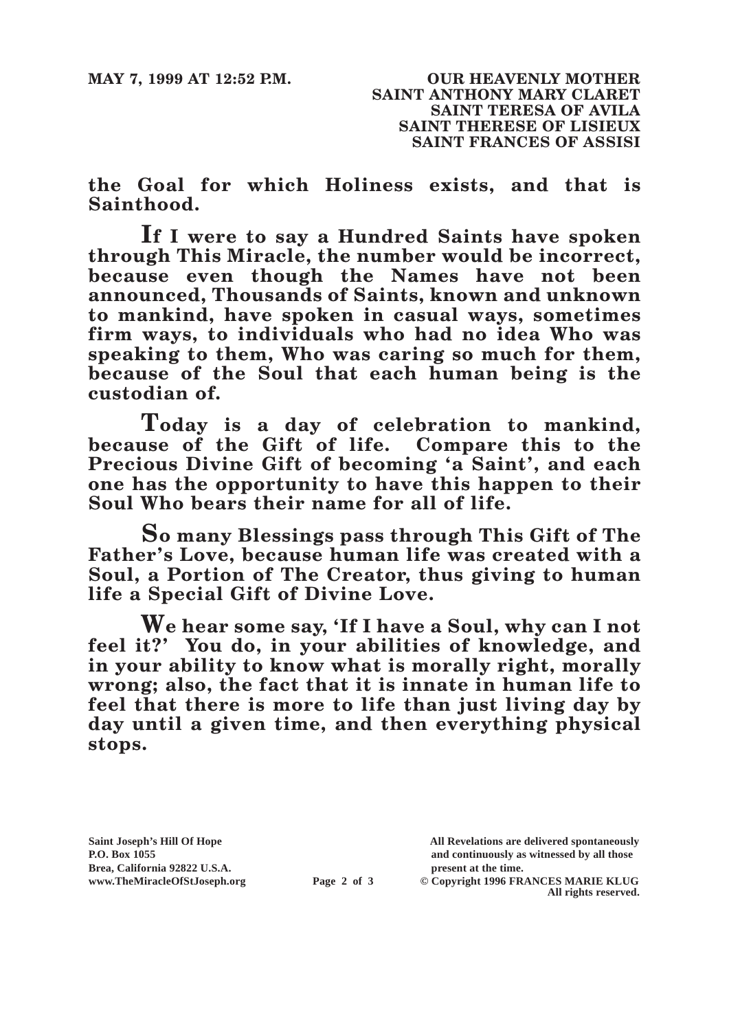**the Goal for which Holiness exists, and that is Sainthood.**

**If I were to say a Hundred Saints have spoken through This Miracle, the number would be incorrect, because even though the Names have not been announced, Thousands of Saints, known and unknown to mankind, have spoken in casual ways, sometimes firm ways, to individuals who had no idea Who was speaking to them, Who was caring so much for them, because of the Soul that each human being is the custodian of.**

**Today is a day of celebration to mankind, because of the Gift of life. Compare this to the Precious Divine Gift of becoming 'a Saint', and each one has the opportunity to have this happen to their Soul Who bears their name for all of life.**

**So many Blessings pass through This Gift of The Father's Love, because human life was created with a Soul, a Portion of The Creator, thus giving to human life a Special Gift of Divine Love.**

**We hear some say, 'If I have a Soul, why can I not feel it?' You do, in your abilities of knowledge, and in your ability to know what is morally right, morally wrong; also, the fact that it is innate in human life to feel that there is more to life than just living day by day until a given time, and then everything physical stops.**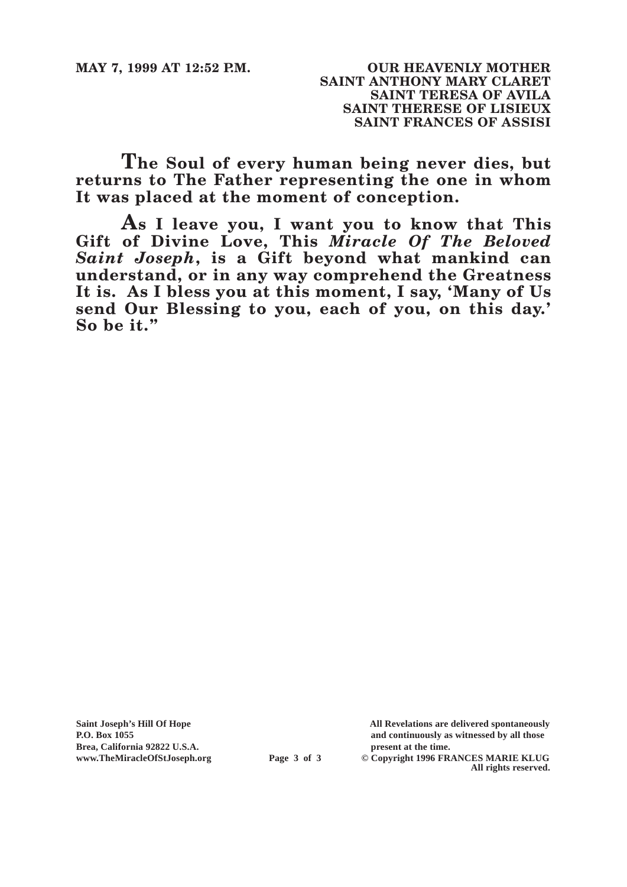**MAY 7, 1999 AT 12:52 P.M.**

**OUR HEAVENLY MOTHER**
**SAINT ANTHONY MARY CLARET**
**SAINT TERESA OF AVILA**
**SAINT THERESE OF LISIEUX**
**SAINT FRANCES OF ASSISI**

**The Soul of every human being never dies, but returns to The Father representing the one in whom It was placed at the moment of conception.**

**As I leave you, I want you to know that This Gift of Divine Love, This *Miracle Of The Beloved Saint Joseph*, is a Gift beyond what mankind can understand, or in any way comprehend the Greatness It is. As I bless you at this moment, I say, 'Many of Us send Our Blessing to you, each of you, on this day.' So be it."**

**Saint Joseph's Hill Of Hope**
**P.O. Box 1055**
**Brea, California 92822 U.S.A.**
**www.TheMiracleOfStJoseph.org**

**All Revelations are delivered spontaneously and continuously as witnessed by all those present at the time.**
**© Copyright 1996 FRANCES MARIE KLUG**
**All rights reserved.**